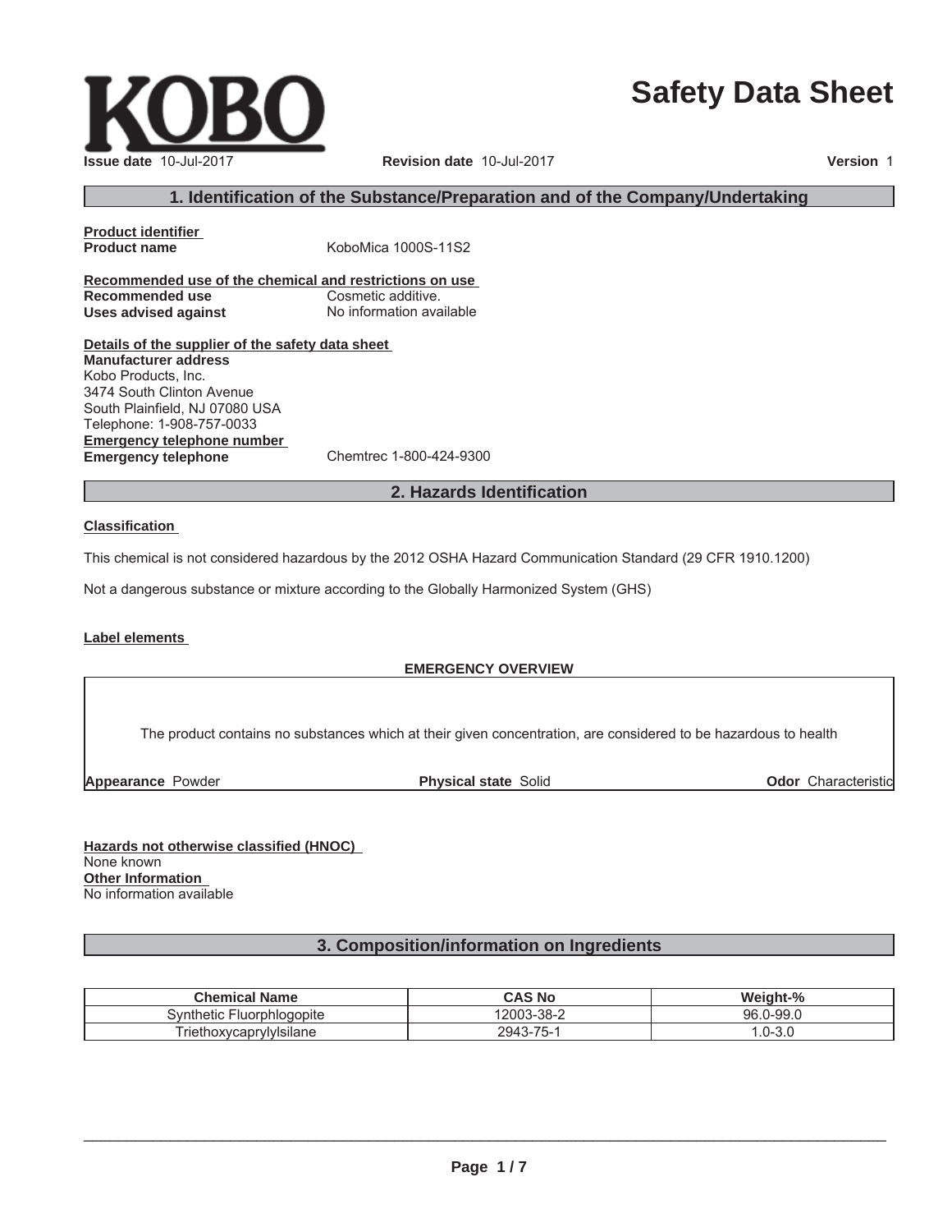KOBO

# Safety Data Sheet

**Issue date** 10-Jul-2017 **Revision date** 10-Jul-2017 **Version** 1

## 1. Identification of the Substance/Preparation and of the Company/Undertaking

**Product identifier**

**Product name** KoboMica 1000S-11S2

**Recommended use of the chemical and restrictions on use**

**Recommended use** Cosmetic additive.

**Uses advised against** No information available

**Details of the supplier of the safety data sheet**

**Manufacturer address**

Kobo Products, Inc.
3474 South Clinton Avenue
South Plainfield, NJ 07080 USA
Telephone: 1-908-757-0033

**Emergency telephone number**

**Emergency telephone** Chemtrec 1-800-424-9300

## 2. Hazards Identification

**Classification**

This chemical is not considered hazardous by the 2012 OSHA Hazard Communication Standard (29 CFR 1910.1200)

Not a dangerous substance or mixture according to the Globally Harmonized System (GHS)

**Label elements**

**EMERGENCY OVERVIEW**

The product contains no substances which at their given concentration, are considered to be hazardous to health

**Appearance** Powder **Physical state** Solid **Odor** Characteristic

**Hazards not otherwise classified (HNOC)**

None known

**Other Information**

No information available

## 3. Composition/information on Ingredients

| Chemical Name | CAS No | Weight-% |
| --- | --- | --- |
| Synthetic Fluorphlogopite | 12003-38-2 | 96.0-99.0 |
| Triethoxycaprylylsilane | 2943-75-1 | 1.0-3.0 |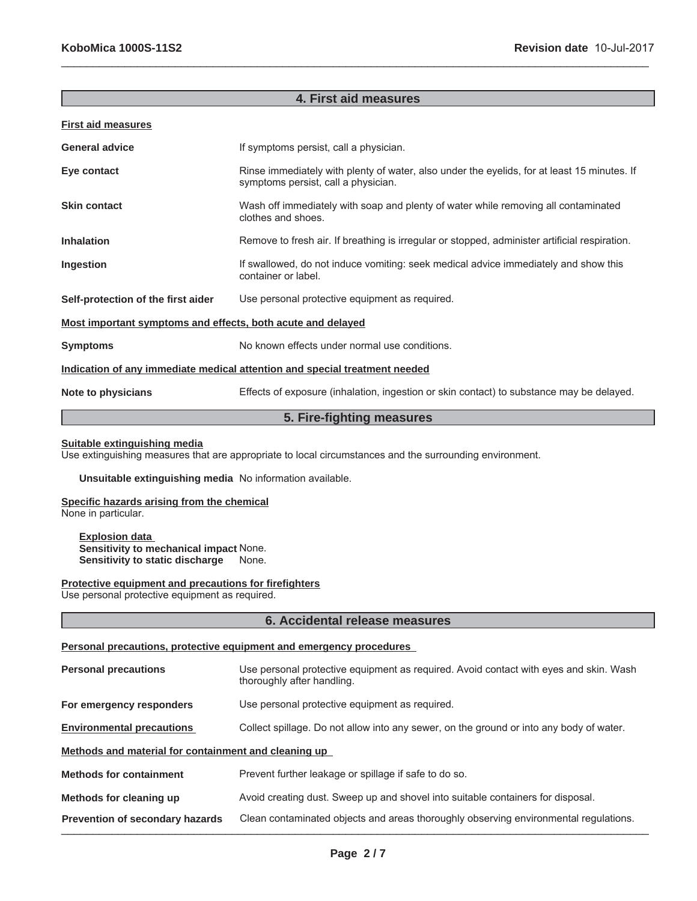## 4. First aid measures

**First aid measures**

| | |
|---|---|
| **General advice** | If symptoms persist, call a physician. |
| **Eye contact** | Rinse immediately with plenty of water, also under the eyelids, for at least 15 minutes. If symptoms persist, call a physician. |
| **Skin contact** | Wash off immediately with soap and plenty of water while removing all contaminated clothes and shoes. |
| **Inhalation** | Remove to fresh air. If breathing is irregular or stopped, administer artificial respiration. |
| **Ingestion** | If swallowed, do not induce vomiting: seek medical advice immediately and show this container or label. |
| **Self-protection of the first aider** | Use personal protective equipment as required. |

**Most important symptoms and effects, both acute and delayed**

| | |
|---|---|
| **Symptoms** | No known effects under normal use conditions. |

**Indication of any immediate medical attention and special treatment needed**

| | |
|---|---|
| **Note to physicians** | Effects of exposure (inhalation, ingestion or skin contact) to substance may be delayed. |

## 5. Fire-fighting measures

**Suitable extinguishing media**
Use extinguishing measures that are appropriate to local circumstances and the surrounding environment.

**Unsuitable extinguishing media** No information available.

**Specific hazards arising from the chemical**
None in particular.

**Explosion data**
**Sensitivity to mechanical impact** None.
**Sensitivity to static discharge** None.

**Protective equipment and precautions for firefighters**
Use personal protective equipment as required.

## 6. Accidental release measures

**Personal precautions, protective equipment and emergency procedures**

| | |
|---|---|
| **Personal precautions** | Use personal protective equipment as required. Avoid contact with eyes and skin. Wash thoroughly after handling. |
| **For emergency responders** | Use personal protective equipment as required. |
| **Environmental precautions** | Collect spillage. Do not allow into any sewer, on the ground or into any body of water. |

**Methods and material for containment and cleaning up**

| | |
|---|---|
| **Methods for containment** | Prevent further leakage or spillage if safe to do so. |
| **Methods for cleaning up** | Avoid creating dust. Sweep up and shovel into suitable containers for disposal. |
| **Prevention of secondary hazards** | Clean contaminated objects and areas thoroughly observing environmental regulations. |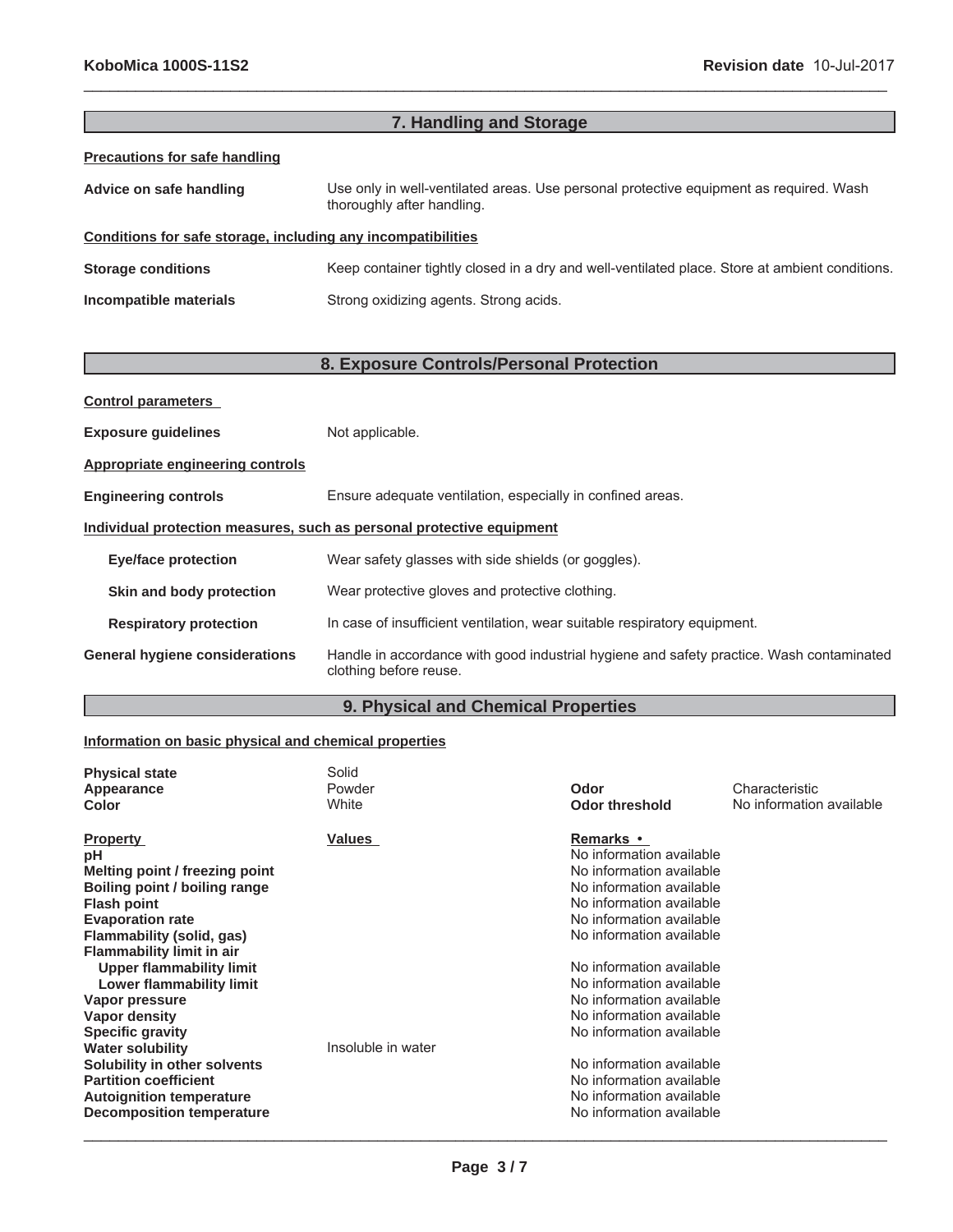## 7. Handling and Storage

**Precautions for safe handling**

**Advice on safe handling** Use only in well-ventilated areas. Use personal protective equipment as required. Wash thoroughly after handling.

**Conditions for safe storage, including any incompatibilities**

**Storage conditions** Keep container tightly closed in a dry and well-ventilated place. Store at ambient conditions.

**Incompatible materials** Strong oxidizing agents. Strong acids.

## 8. Exposure Controls/Personal Protection

**Control parameters**

**Exposure guidelines** Not applicable.

**Appropriate engineering controls**

**Engineering controls** Ensure adequate ventilation, especially in confined areas.

**Individual protection measures, such as personal protective equipment**

**Eye/face protection** Wear safety glasses with side shields (or goggles).

**Skin and body protection** Wear protective gloves and protective clothing.

**Respiratory protection** In case of insufficient ventilation, wear suitable respiratory equipment.

**General hygiene considerations** Handle in accordance with good industrial hygiene and safety practice. Wash contaminated clothing before reuse.

## 9. Physical and Chemical Properties

**Information on basic physical and chemical properties**

| | | | |
|---|---|---|---|
| **Physical state** | Solid | | |
| **Appearance** | Powder | **Odor** | Characteristic |
| **Color** | White | **Odor threshold** | No information available |

| **Property** | **Values** | **Remarks •** |
|---|---|---|
| **pH** | | No information available |
| **Melting point / freezing point** | | No information available |
| **Boiling point / boiling range** | | No information available |
| **Flash point** | | No information available |
| **Evaporation rate** | | No information available |
| **Flammability (solid, gas)** | | No information available |
| **Flammability limit in air** | | |
| **Upper flammability limit** | | No information available |
| **Lower flammability limit** | | No information available |
| **Vapor pressure** | | No information available |
| **Vapor density** | | No information available |
| **Specific gravity** | | No information available |
| **Water solubility** | Insoluble in water | |
| **Solubility in other solvents** | | No information available |
| **Partition coefficient** | | No information available |
| **Autoignition temperature** | | No information available |
| **Decomposition temperature** | | No information available |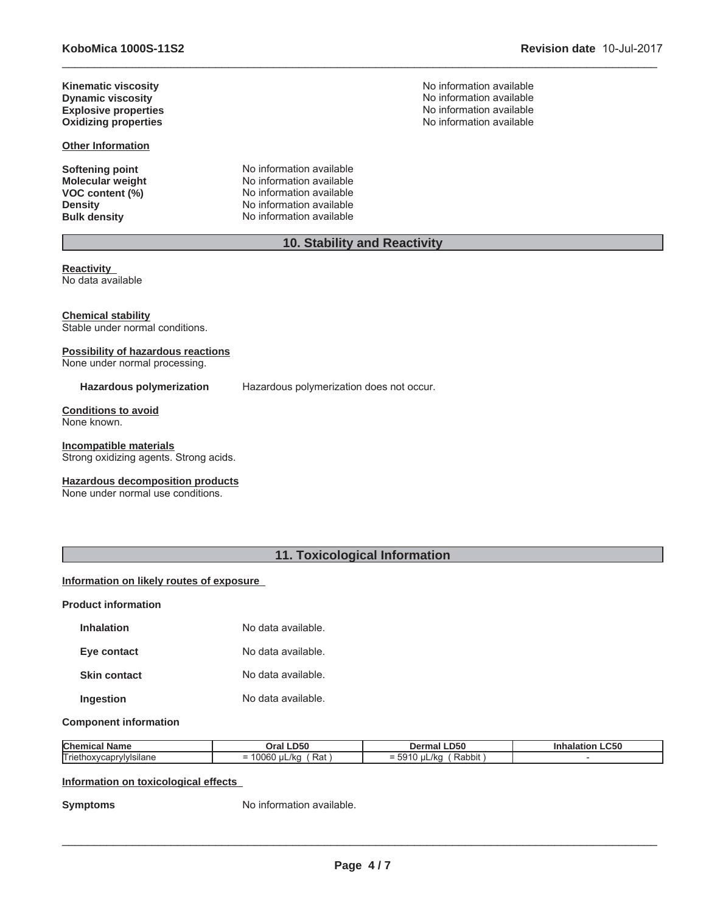**Kinematic viscosity** No information available
**Dynamic viscosity** No information available
**Explosive properties** No information available
**Oxidizing properties** No information available

**Other Information**

**Softening point** No information available
**Molecular weight** No information available
**VOC content (%)** No information available
**Density** No information available
**Bulk density** No information available

## 10. Stability and Reactivity

**Reactivity**
No data available

**Chemical stability**
Stable under normal conditions.

**Possibility of hazardous reactions**
None under normal processing.

**Hazardous polymerization** Hazardous polymerization does not occur.

**Conditions to avoid**
None known.

**Incompatible materials**
Strong oxidizing agents. Strong acids.

**Hazardous decomposition products**
None under normal use conditions.

## 11. Toxicological Information

**Information on likely routes of exposure**

**Product information**

**Inhalation** No data available.

**Eye contact** No data available.

**Skin contact** No data available.

**Ingestion** No data available.

**Component information**

| Chemical Name | Oral LD50 | Dermal LD50 | Inhalation LC50 |
|---|---|---|---|
| Triethoxycaprylylsilane | = 10060 µL/kg ( Rat ) | = 5910 µL/kg ( Rabbit ) | - |

**Information on toxicological effects**

**Symptoms** No information available.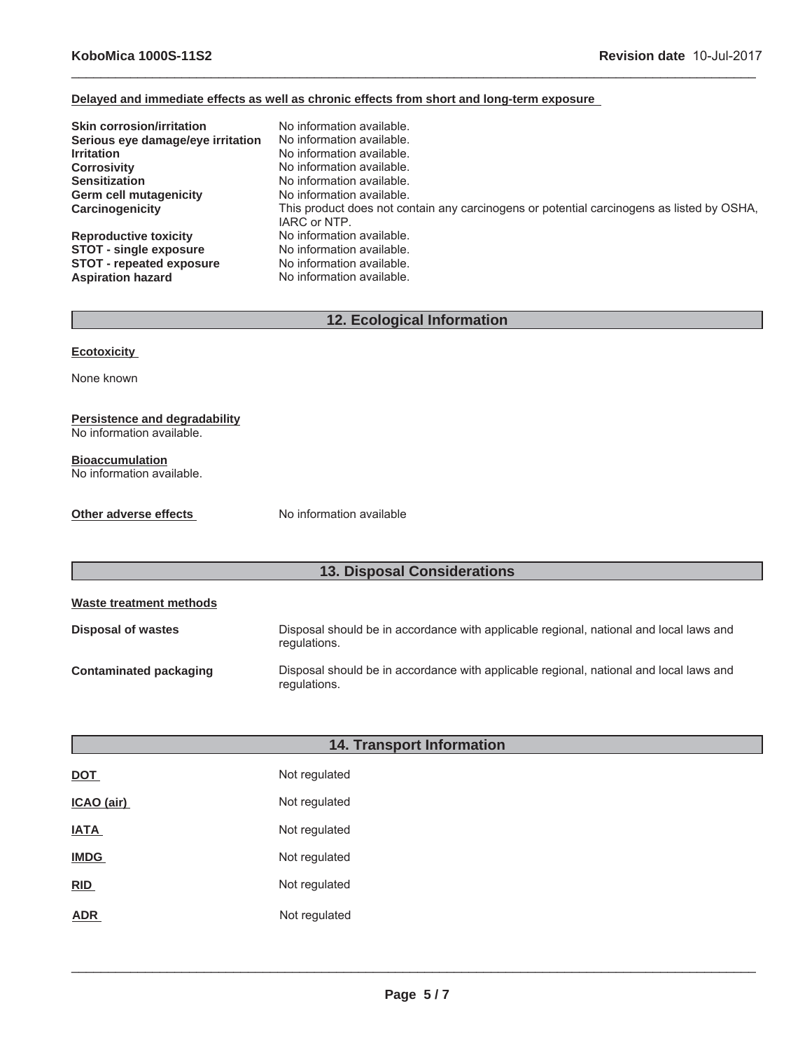**Delayed and immediate effects as well as chronic effects from short and long-term exposure**

| | |
|---|---|
| **Skin corrosion/irritation** | No information available. |
| **Serious eye damage/eye irritation** | No information available. |
| **Irritation** | No information available. |
| **Corrosivity** | No information available. |
| **Sensitization** | No information available. |
| **Germ cell mutagenicity** | No information available. |
| **Carcinogenicity** | This product does not contain any carcinogens or potential carcinogens as listed by OSHA, IARC or NTP. |
| **Reproductive toxicity** | No information available. |
| **STOT - single exposure** | No information available. |
| **STOT - repeated exposure** | No information available. |
| **Aspiration hazard** | No information available. |

## 12. Ecological Information

**Ecotoxicity**

None known

**Persistence and degradability**

No information available.

**Bioaccumulation**

No information available.

**Other adverse effects** No information available

## 13. Disposal Considerations

**Waste treatment methods**

| | |
|---|---|
| **Disposal of wastes** | Disposal should be in accordance with applicable regional, national and local laws and regulations. |
| **Contaminated packaging** | Disposal should be in accordance with applicable regional, national and local laws and regulations. |

## 14. Transport Information

| | |
|---|---|
| **DOT** | Not regulated |
| **ICAO (air)** | Not regulated |
| **IATA** | Not regulated |
| **IMDG** | Not regulated |
| **RID** | Not regulated |
| **ADR** | Not regulated |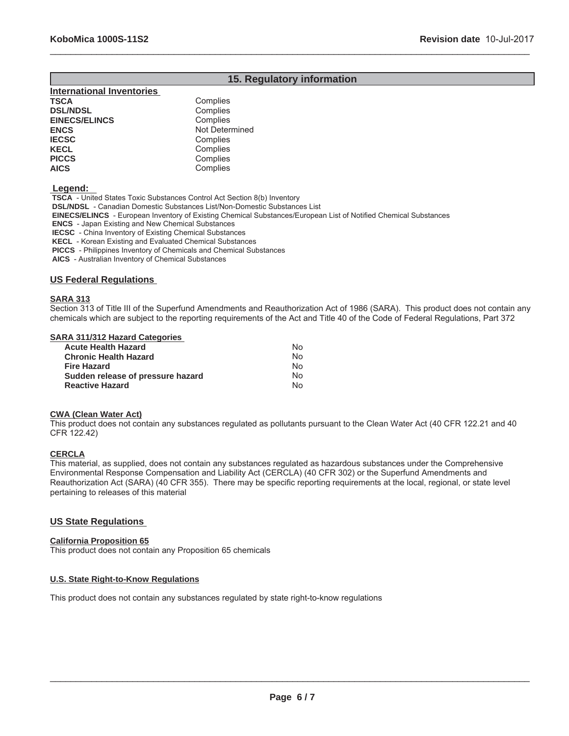## 15. Regulatory information

### International Inventories

| | |
|---|---|
| **TSCA** | Complies |
| **DSL/NDSL** | Complies |
| **EINECS/ELINCS** | Complies |
| **ENCS** | Not Determined |
| **IECSC** | Complies |
| **KECL** | Complies |
| **PICCS** | Complies |
| **AICS** | Complies |

**Legend:**

**TSCA** - United States Toxic Substances Control Act Section 8(b) Inventory
**DSL/NDSL** - Canadian Domestic Substances List/Non-Domestic Substances List
**EINECS/ELINCS** - European Inventory of Existing Chemical Substances/European List of Notified Chemical Substances
**ENCS** - Japan Existing and New Chemical Substances
**IECSC** - China Inventory of Existing Chemical Substances
**KECL** - Korean Existing and Evaluated Chemical Substances
**PICCS** - Philippines Inventory of Chemicals and Chemical Substances
**AICS** - Australian Inventory of Chemical Substances

### US Federal Regulations

**SARA 313**

Section 313 of Title III of the Superfund Amendments and Reauthorization Act of 1986 (SARA). This product does not contain any chemicals which are subject to the reporting requirements of the Act and Title 40 of the Code of Federal Regulations, Part 372

**SARA 311/312 Hazard Categories**

| | |
|---|---|
| **Acute Health Hazard** | No |
| **Chronic Health Hazard** | No |
| **Fire Hazard** | No |
| **Sudden release of pressure hazard** | No |
| **Reactive Hazard** | No |

**CWA (Clean Water Act)**

This product does not contain any substances regulated as pollutants pursuant to the Clean Water Act (40 CFR 122.21 and 40 CFR 122.42)

**CERCLA**

This material, as supplied, does not contain any substances regulated as hazardous substances under the Comprehensive Environmental Response Compensation and Liability Act (CERCLA) (40 CFR 302) or the Superfund Amendments and Reauthorization Act (SARA) (40 CFR 355). There may be specific reporting requirements at the local, regional, or state level pertaining to releases of this material

### US State Regulations

**California Proposition 65**

This product does not contain any Proposition 65 chemicals

**U.S. State Right-to-Know Regulations**

This product does not contain any substances regulated by state right-to-know regulations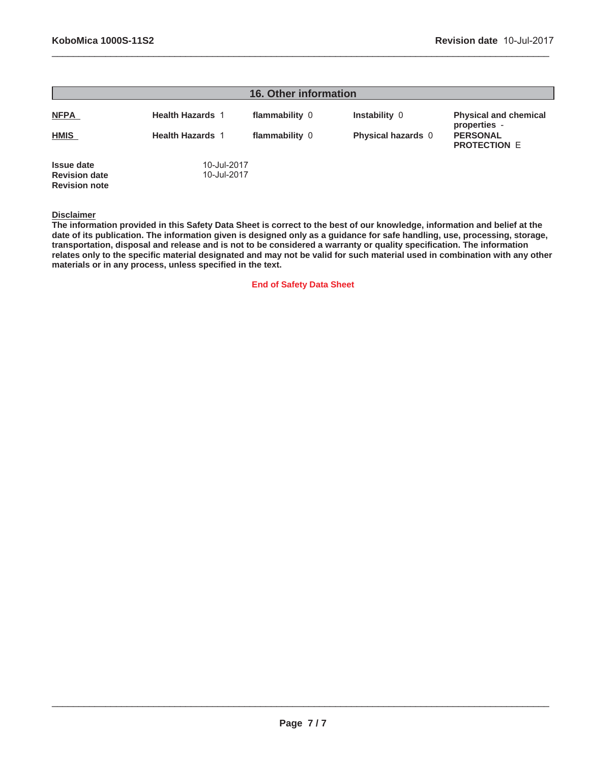## 16. Other information

| | | | | |
|---|---|---|---|---|
| **NFPA** | **Health Hazards** 1 | **flammability** 0 | **Instability** 0 | **Physical and chemical properties** - |
| **HMIS** | **Health Hazards** 1 | **flammability** 0 | **Physical hazards** 0 | **PERSONAL PROTECTION** E |

**Issue date** 10-Jul-2017
**Revision date** 10-Jul-2017
**Revision note**

**Disclaimer**

**The information provided in this Safety Data Sheet is correct to the best of our knowledge, information and belief at the date of its publication. The information given is designed only as a guidance for safe handling, use, processing, storage, transportation, disposal and release and is not to be considered a warranty or quality specification. The information relates only to the specific material designated and may not be valid for such material used in combination with any other materials or in any process, unless specified in the text.**

**End of Safety Data Sheet**